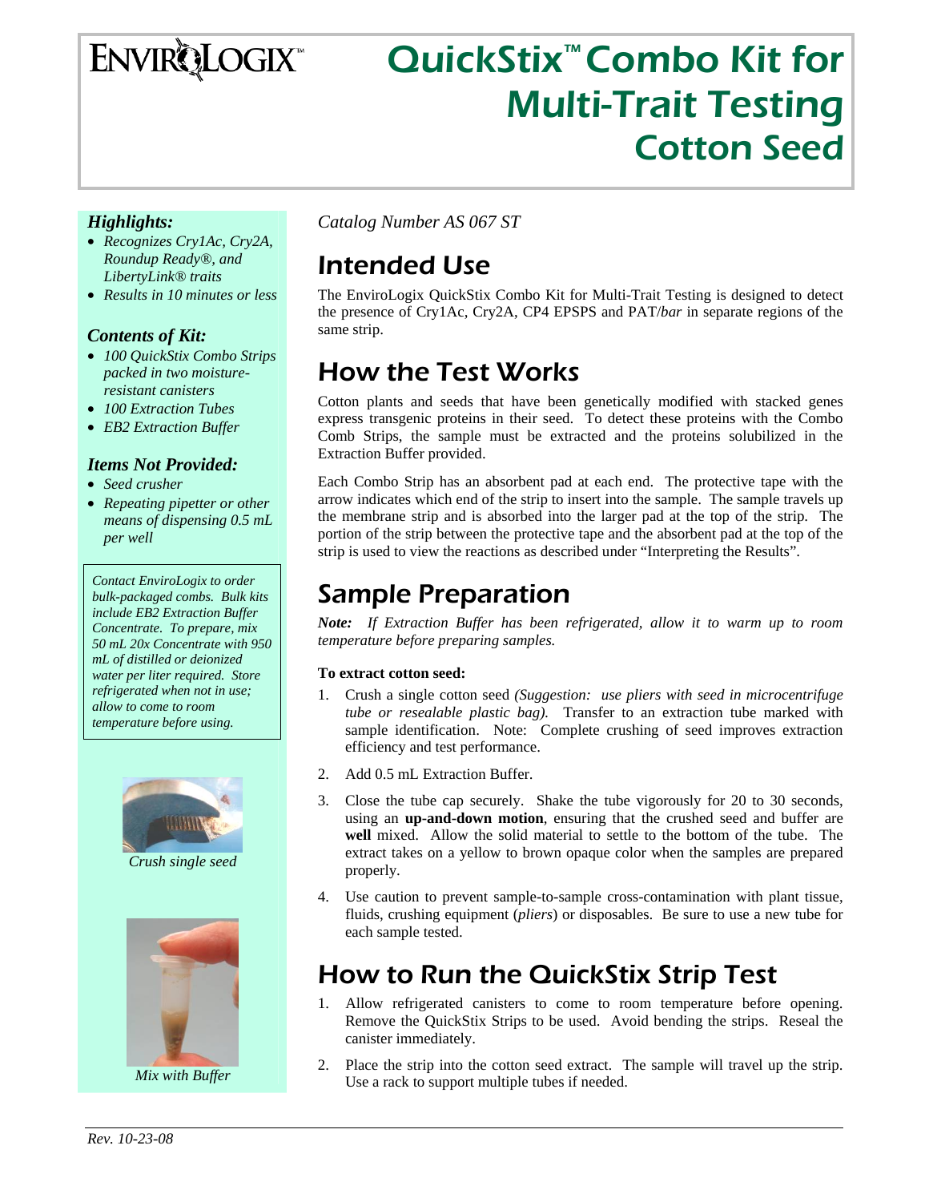ENVIROLOGIX™

# QuickStix™ Combo Kit for Multi-Trait Testing Cotton Seed

### *Highlights:*

- *Recognizes Cry1Ac, Cry2A, Roundup Ready®, and LibertyLink® traits*
- *Results in 10 minutes or less*

### *Contents of Kit:*

- *100 QuickStix Combo Strips packed in two moisture-resistant canisters*
- *100 Extraction Tubes*
- *EB2 Extraction Buffer*

### *Items Not Provided:*

- *Seed crusher*
- *Repeating pipetter or other means of dispensing 0.5 mL per well*

*Contact EnviroLogix to order bulk-packaged combs. Bulk kits include EB2 Extraction Buffer Concentrate. To prepare, mix 50 mL 20x Concentrate with 950 mL of distilled or deionized water per liter required. Store refrigerated when not in use; allow to come to room temperature before using.*

*Crush single seed*

*Mix with Buffer*

*Catalog Number AS 067 ST*

## Intended Use

The EnviroLogix QuickStix Combo Kit for Multi-Trait Testing is designed to detect the presence of Cry1Ac, Cry2A, CP4 EPSPS and PAT/*bar* in separate regions of the same strip.

## How the Test Works

Cotton plants and seeds that have been genetically modified with stacked genes express transgenic proteins in their seed. To detect these proteins with the Combo Comb Strips, the sample must be extracted and the proteins solubilized in the Extraction Buffer provided.

Each Combo Strip has an absorbent pad at each end. The protective tape with the arrow indicates which end of the strip to insert into the sample. The sample travels up the membrane strip and is absorbed into the larger pad at the top of the strip. The portion of the strip between the protective tape and the absorbent pad at the top of the strip is used to view the reactions as described under "Interpreting the Results".

## Sample Preparation

***Note:** If Extraction Buffer has been refrigerated, allow it to warm up to room temperature before preparing samples.*

**To extract cotton seed:**

1. Crush a single cotton seed *(Suggestion: use pliers with seed in microcentrifuge tube or resealable plastic bag).* Transfer to an extraction tube marked with sample identification. Note: Complete crushing of seed improves extraction efficiency and test performance.
2. Add 0.5 mL Extraction Buffer.
3. Close the tube cap securely. Shake the tube vigorously for 20 to 30 seconds, using an **up-and-down motion**, ensuring that the crushed seed and buffer are **well** mixed. Allow the solid material to settle to the bottom of the tube. The extract takes on a yellow to brown opaque color when the samples are prepared properly.
4. Use caution to prevent sample-to-sample cross-contamination with plant tissue, fluids, crushing equipment (*pliers*) or disposables. Be sure to use a new tube for each sample tested.

## How to Run the QuickStix Strip Test

1. Allow refrigerated canisters to come to room temperature before opening. Remove the QuickStix Strips to be used. Avoid bending the strips. Reseal the canister immediately.
2. Place the strip into the cotton seed extract. The sample will travel up the strip. Use a rack to support multiple tubes if needed.

*Rev. 10-23-08*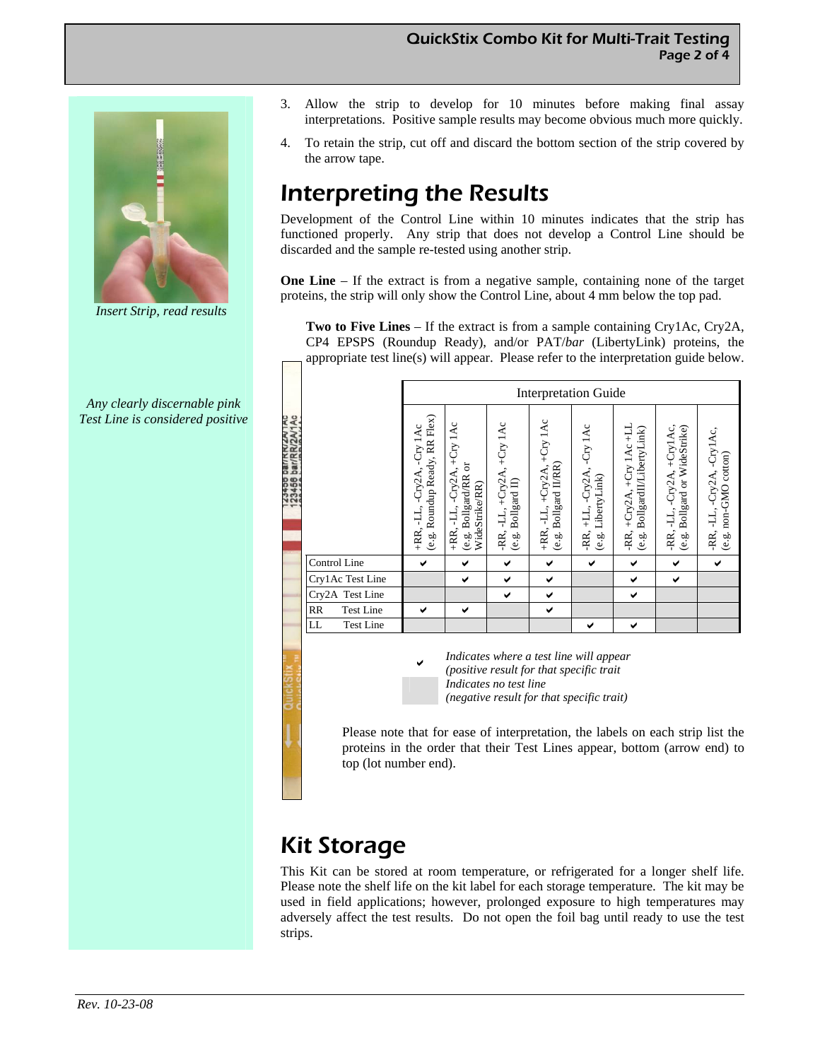3. Allow the strip to develop for 10 minutes before making final assay interpretations. Positive sample results may become obvious much more quickly.

4. To retain the strip, cut off and discard the bottom section of the strip covered by the arrow tape.

*Insert Strip, read results*

## Interpreting the Results

Development of the Control Line within 10 minutes indicates that the strip has functioned properly. Any strip that does not develop a Control Line should be discarded and the sample re-tested using another strip.

**One Line** – If the extract is from a negative sample, containing none of the target proteins, the strip will only show the Control Line, about 4 mm below the top pad.

**Two to Five Lines** – If the extract is from a sample containing Cry1Ac, Cry2A, CP4 EPSPS (Roundup Ready), and/or PAT/*bar* (LibertyLink) proteins, the appropriate test line(s) will appear. Please refer to the interpretation guide below.

*Any clearly discernable pink Test Line is considered positive*

| | Interpretation Guide | | | | | | | |
|---|---|---|---|---|---|---|---|---|
| | +RR, -LL, -Cry2A, -Cry 1Ac (e.g. Roundup Ready, RR Flex) | +RR, -LL, -Cry2A, +Cry 1Ac (e.g. Bollgard/RR or WideStrike/RR) | -RR, -LL, +Cry2A, +Cry 1Ac (e.g. Bollgard II) | +RR, -LL, +Cry2A, +Cry 1Ac (e.g. Bollgard II/RR) | -RR, +LL, -Cry2A, -Cry 1Ac (e.g. LibertyLink) | -RR, +Cry2A, +Cry 1Ac +LL (e.g. BollgardII/LibertyLink) | -RR, -LL, -Cry2A, +Cry1Ac, (e.g. Bollgard or WideStrike) | -RR, -LL, -Cry2A, -Cry1Ac, (e.g. non-GMO cotton) |
| Control Line | ✔ | ✔ | ✔ | ✔ | ✔ | ✔ | ✔ | ✔ |
| Cry1Ac Test Line | | ✔ | ✔ | ✔ | | ✔ | ✔ | |
| Cry2A Test Line | | | ✔ | ✔ | | ✔ | | |
| RR Test Line | ✔ | ✔ | | ✔ | | | | |
| LL Test Line | | | | | ✔ | ✔ | | |

✔ *Indicates where a test line will appear (positive result for that specific trait*

*Indicates no test line (negative result for that specific trait)*

Please note that for ease of interpretation, the labels on each strip list the proteins in the order that their Test Lines appear, bottom (arrow end) to top (lot number end).

## Kit Storage

This Kit can be stored at room temperature, or refrigerated for a longer shelf life. Please note the shelf life on the kit label for each storage temperature. The kit may be used in field applications; however, prolonged exposure to high temperatures may adversely affect the test results. Do not open the foil bag until ready to use the test strips.

*Rev. 10-23-08*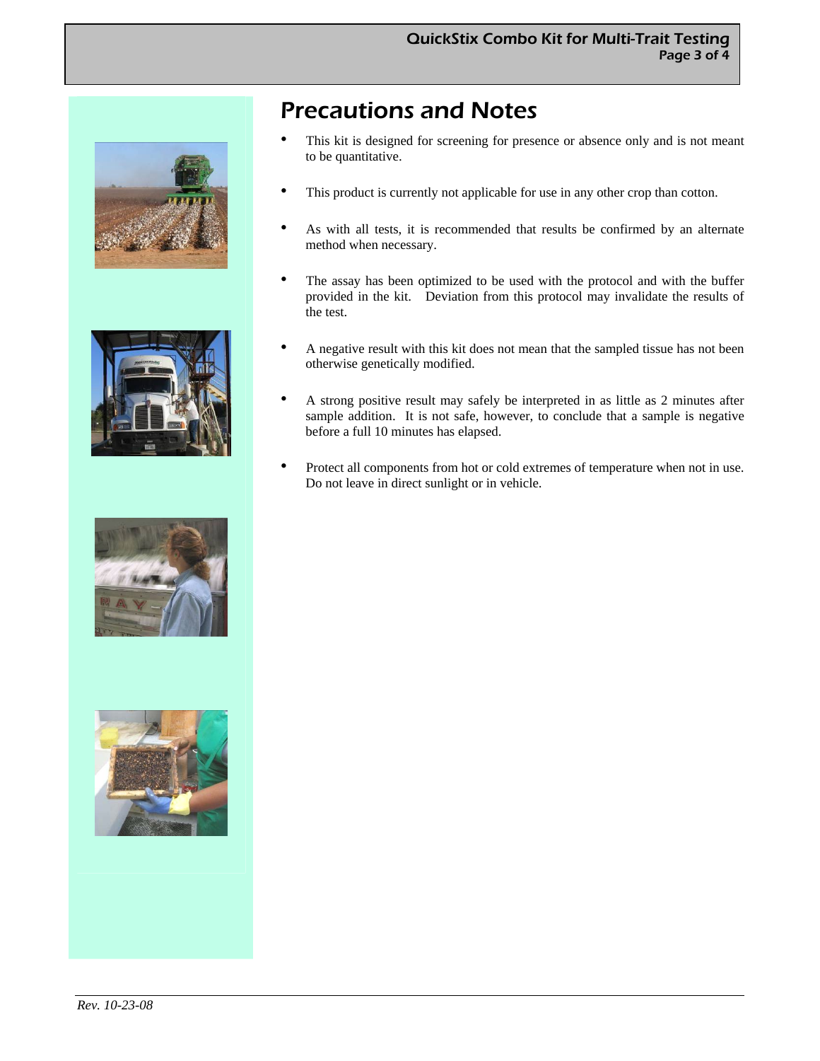# Precautions and Notes

- This kit is designed for screening for presence or absence only and is not meant to be quantitative.
- This product is currently not applicable for use in any other crop than cotton.
- As with all tests, it is recommended that results be confirmed by an alternate method when necessary.
- The assay has been optimized to be used with the protocol and with the buffer provided in the kit. Deviation from this protocol may invalidate the results of the test.
- A negative result with this kit does not mean that the sampled tissue has not been otherwise genetically modified.
- A strong positive result may safely be interpreted in as little as 2 minutes after sample addition. It is not safe, however, to conclude that a sample is negative before a full 10 minutes has elapsed.
- Protect all components from hot or cold extremes of temperature when not in use. Do not leave in direct sunlight or in vehicle.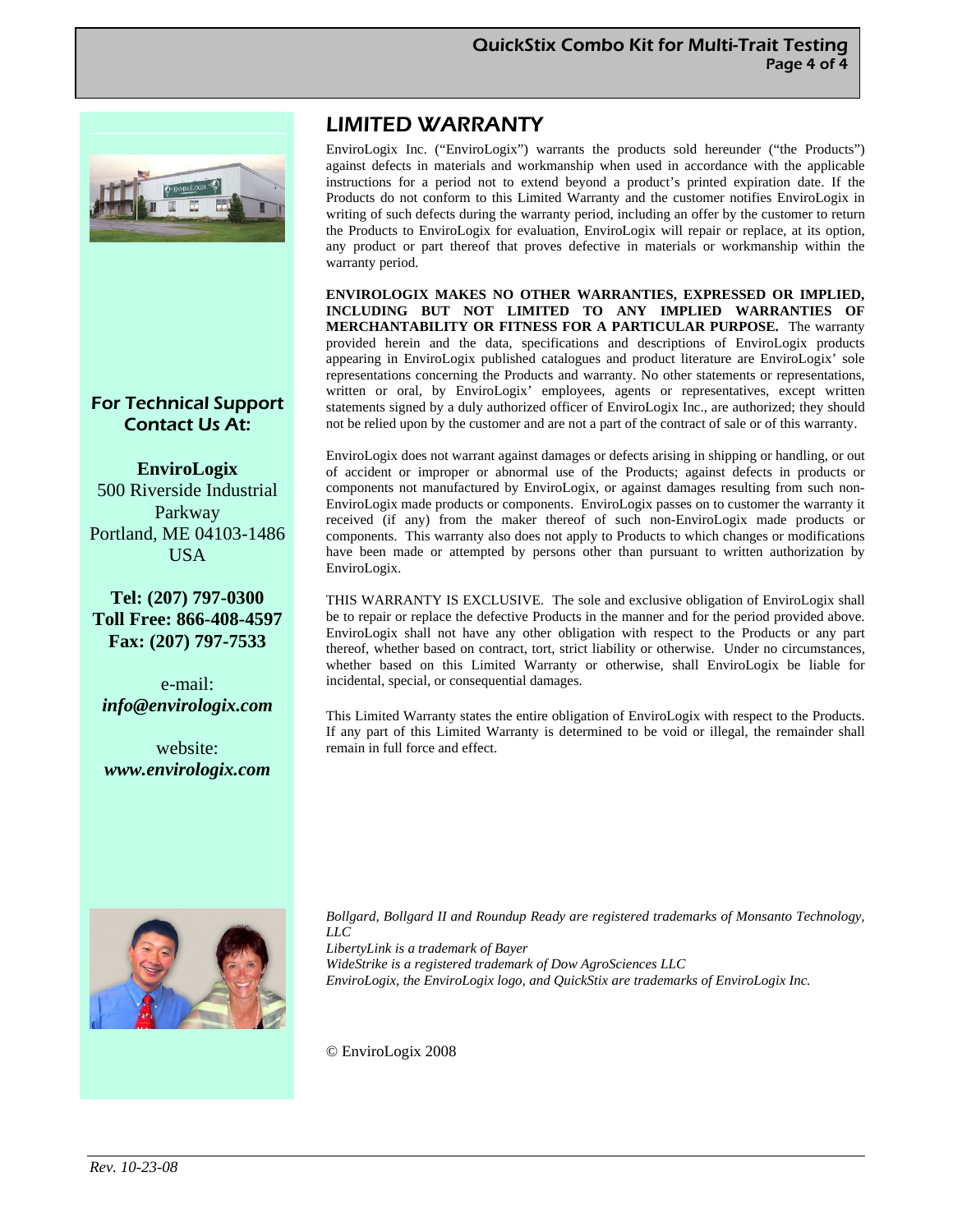## LIMITED WARRANTY

EnviroLogix Inc. ("EnviroLogix") warrants the products sold hereunder ("the Products") against defects in materials and workmanship when used in accordance with the applicable instructions for a period not to extend beyond a product's printed expiration date. If the Products do not conform to this Limited Warranty and the customer notifies EnviroLogix in writing of such defects during the warranty period, including an offer by the customer to return the Products to EnviroLogix for evaluation, EnviroLogix will repair or replace, at its option, any product or part thereof that proves defective in materials or workmanship within the warranty period.

**ENVIROLOGIX MAKES NO OTHER WARRANTIES, EXPRESSED OR IMPLIED, INCLUDING BUT NOT LIMITED TO ANY IMPLIED WARRANTIES OF MERCHANTABILITY OR FITNESS FOR A PARTICULAR PURPOSE.** The warranty provided herein and the data, specifications and descriptions of EnviroLogix products appearing in EnviroLogix published catalogues and product literature are EnviroLogix' sole representations concerning the Products and warranty. No other statements or representations, written or oral, by EnviroLogix' employees, agents or representatives, except written statements signed by a duly authorized officer of EnviroLogix Inc., are authorized; they should not be relied upon by the customer and are not a part of the contract of sale or of this warranty.

EnviroLogix does not warrant against damages or defects arising in shipping or handling, or out of accident or improper or abnormal use of the Products; against defects in products or components not manufactured by EnviroLogix, or against damages resulting from such non-EnviroLogix made products or components. EnviroLogix passes on to customer the warranty it received (if any) from the maker thereof of such non-EnviroLogix made products or components. This warranty also does not apply to Products to which changes or modifications have been made or attempted by persons other than pursuant to written authorization by EnviroLogix.

THIS WARRANTY IS EXCLUSIVE. The sole and exclusive obligation of EnviroLogix shall be to repair or replace the defective Products in the manner and for the period provided above. EnviroLogix shall not have any other obligation with respect to the Products or any part thereof, whether based on contract, tort, strict liability or otherwise. Under no circumstances, whether based on this Limited Warranty or otherwise, shall EnviroLogix be liable for incidental, special, or consequential damages.

This Limited Warranty states the entire obligation of EnviroLogix with respect to the Products. If any part of this Limited Warranty is determined to be void or illegal, the remainder shall remain in full force and effect.

### For Technical Support Contact Us At:

**EnviroLogix**
500 Riverside Industrial Parkway
Portland, ME 04103-1486
USA

**Tel: (207) 797-0300**
**Toll Free: 866-408-4597**
**Fax: (207) 797-7533**

e-mail:
***info@envirologix.com***

website:
***www.envirologix.com***

*Bollgard, Bollgard II and Roundup Ready are registered trademarks of Monsanto Technology, LLC*
*LibertyLink is a trademark of Bayer*
*WideStrike is a registered trademark of Dow AgroSciences LLC*
*EnviroLogix, the EnviroLogix logo, and QuickStix are trademarks of EnviroLogix Inc.*

© EnviroLogix 2008

*Rev. 10-23-08*